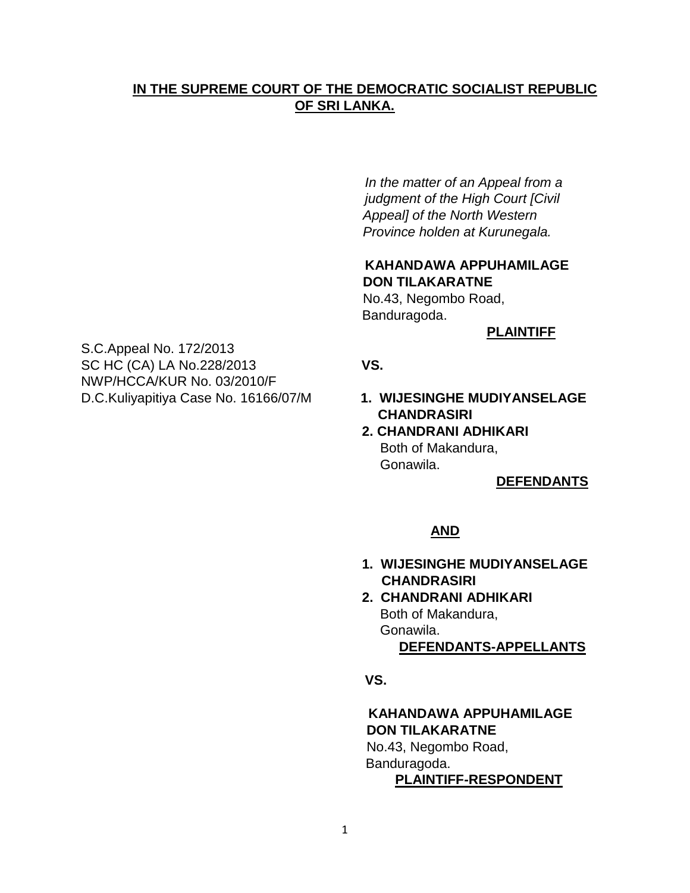**IN THE SUPREME COURT OF THE DEMOCRATIC SOCIALIST REPUBLIC OF SRI LANKA.**

*In the matter of an Appeal from a judgment of the High Court [Civil Appeal] of the North Western Province holden at Kurunegala.*

**KAHANDAWA APPUHAMILAGE DON TILAKARATNE**
No.43, Negombo Road,
Banduragoda.

**PLAINTIFF**

S.C.Appeal No. 172/2013
SC HC (CA) LA No.228/2013
NWP/HCCA/KUR No. 03/2010/F
D.C.Kuliyapitiya Case No. 16166/07/M

**VS.**

1. **WIJESINGHE MUDIYANSELAGE CHANDRASIRI**
2. **CHANDRANI ADHIKARI**
   Both of Makandura,
   Gonawila.

**DEFENDANTS**

**AND**

1. **WIJESINGHE MUDIYANSELAGE CHANDRASIRI**
2. **CHANDRANI ADHIKARI**
   Both of Makandura,
   Gonawila.

**DEFENDANTS-APPELLANTS**

**VS.**

**KAHANDAWA APPUHAMILAGE DON TILAKARATNE**
No.43, Negombo Road,
Banduragoda.

**PLAINTIFF-RESPONDENT**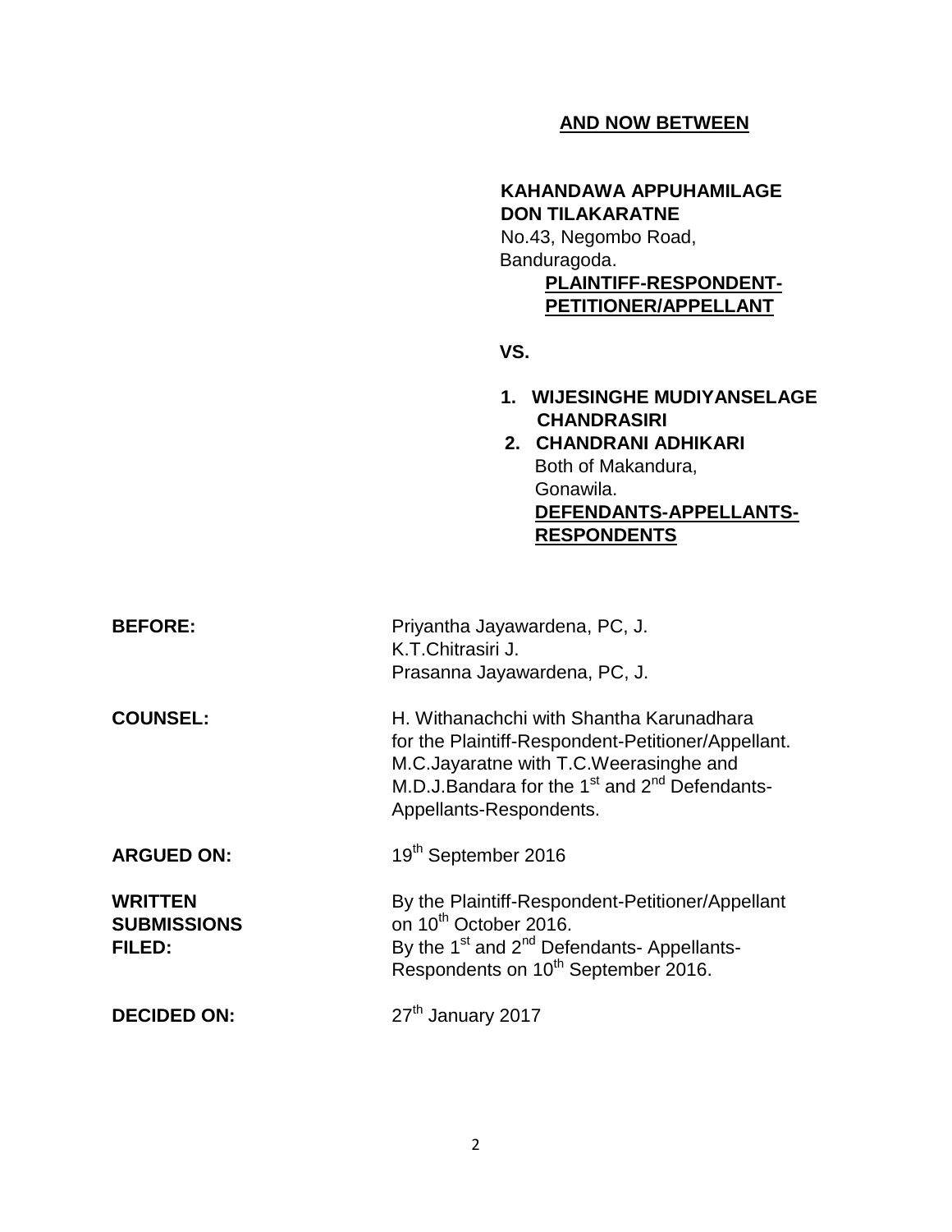**AND NOW BETWEEN**

**KAHANDAWA APPUHAMILAGE DON TILAKARATNE**
No.43, Negombo Road,
Banduragoda.

**PLAINTIFF-RESPONDENT-PETITIONER/APPELLANT**

**VS.**

1. **WIJESINGHE MUDIYANSELAGE CHANDRASIRI**
2. **CHANDRANI ADHIKARI**
   Both of Makandura,
   Gonawila.

   **DEFENDANTS-APPELLANTS-RESPONDENTS**

**BEFORE:** Priyantha Jayawardena, PC, J.
K.T.Chitrasiri J.
Prasanna Jayawardena, PC, J.

**COUNSEL:** H. Withanachchi with Shantha Karunadhara for the Plaintiff-Respondent-Petitioner/Appellant.
M.C.Jayaratne with T.C.Weerasinghe and M.D.J.Bandara for the 1st and 2nd Defendants-Appellants-Respondents.

**ARGUED ON:** 19th September 2016

**WRITTEN SUBMISSIONS FILED:** By the Plaintiff-Respondent-Petitioner/Appellant on 10th October 2016.
By the 1st and 2nd Defendants- Appellants-Respondents on 10th September 2016.

**DECIDED ON:** 27th January 2017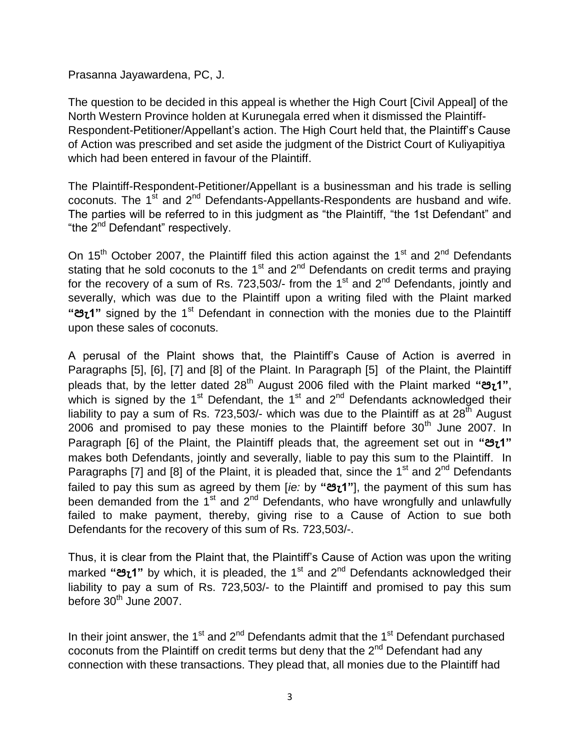Prasanna Jayawardena, PC, J.

The question to be decided in this appeal is whether the High Court [Civil Appeal] of the North Western Province holden at Kurunegala erred when it dismissed the Plaintiff-Respondent-Petitioner/Appellant's action. The High Court held that, the Plaintiff's Cause of Action was prescribed and set aside the judgment of the District Court of Kuliyapitiya which had been entered in favour of the Plaintiff.

The Plaintiff-Respondent-Petitioner/Appellant is a businessman and his trade is selling coconuts. The 1st and 2nd Defendants-Appellants-Respondents are husband and wife. The parties will be referred to in this judgment as "the Plaintiff, "the 1st Defendant" and "the 2nd Defendant" respectively.

On 15th October 2007, the Plaintiff filed this action against the 1st and 2nd Defendants stating that he sold coconuts to the 1st and 2nd Defendants on credit terms and praying for the recovery of a sum of Rs. 723,503/- from the 1st and 2nd Defendants, jointly and severally, which was due to the Plaintiff upon a writing filed with the Plaint marked **"පැ1"** signed by the 1st Defendant in connection with the monies due to the Plaintiff upon these sales of coconuts.

A perusal of the Plaint shows that, the Plaintiff's Cause of Action is averred in Paragraphs [5], [6], [7] and [8] of the Plaint. In Paragraph [5] of the Plaint, the Plaintiff pleads that, by the letter dated 28th August 2006 filed with the Plaint marked **"පැ1"**, which is signed by the 1st Defendant, the 1st and 2nd Defendants acknowledged their liability to pay a sum of Rs. 723,503/- which was due to the Plaintiff as at 28th August 2006 and promised to pay these monies to the Plaintiff before 30th June 2007. In Paragraph [6] of the Plaint, the Plaintiff pleads that, the agreement set out in **"පැ1"** makes both Defendants, jointly and severally, liable to pay this sum to the Plaintiff. In Paragraphs [7] and [8] of the Plaint, it is pleaded that, since the 1st and 2nd Defendants failed to pay this sum as agreed by them [*ie:* by **"පැ1"**], the payment of this sum has been demanded from the 1st and 2nd Defendants, who have wrongfully and unlawfully failed to make payment, thereby, giving rise to a Cause of Action to sue both Defendants for the recovery of this sum of Rs. 723,503/-.

Thus, it is clear from the Plaint that, the Plaintiff's Cause of Action was upon the writing marked **"පැ1"** by which, it is pleaded, the 1st and 2nd Defendants acknowledged their liability to pay a sum of Rs. 723,503/- to the Plaintiff and promised to pay this sum before 30th June 2007.

In their joint answer, the 1st and 2nd Defendants admit that the 1st Defendant purchased coconuts from the Plaintiff on credit terms but deny that the 2nd Defendant had any connection with these transactions. They plead that, all monies due to the Plaintiff had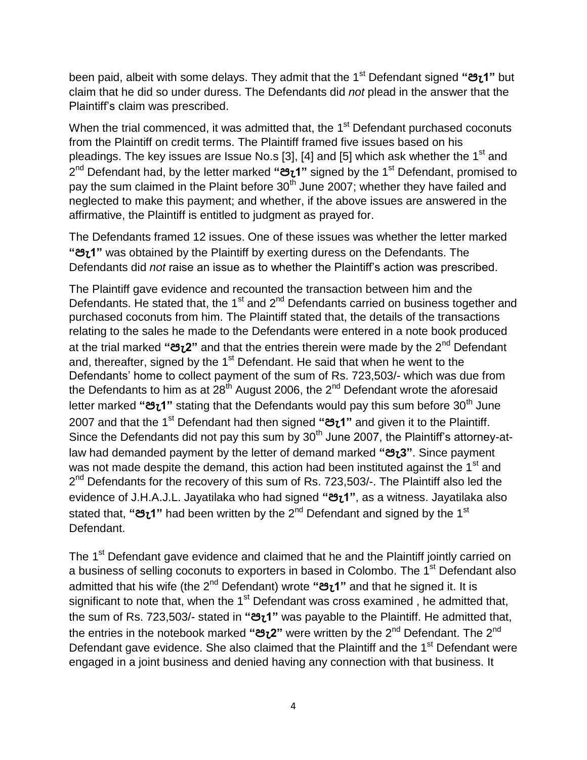been paid, albeit with some delays. They admit that the 1st Defendant signed **"පැ1"** but claim that he did so under duress. The Defendants did *not* plead in the answer that the Plaintiff's claim was prescribed.

When the trial commenced, it was admitted that, the 1st Defendant purchased coconuts from the Plaintiff on credit terms. The Plaintiff framed five issues based on his pleadings. The key issues are Issue No.s [3], [4] and [5] which ask whether the 1st and 2nd Defendant had, by the letter marked **"පැ1"** signed by the 1st Defendant, promised to pay the sum claimed in the Plaint before 30th June 2007; whether they have failed and neglected to make this payment; and whether, if the above issues are answered in the affirmative, the Plaintiff is entitled to judgment as prayed for.

The Defendants framed 12 issues. One of these issues was whether the letter marked **"පැ1"** was obtained by the Plaintiff by exerting duress on the Defendants. The Defendants did *not* raise an issue as to whether the Plaintiff's action was prescribed.

The Plaintiff gave evidence and recounted the transaction between him and the Defendants. He stated that, the 1st and 2nd Defendants carried on business together and purchased coconuts from him. The Plaintiff stated that, the details of the transactions relating to the sales he made to the Defendants were entered in a note book produced at the trial marked **"පැ2"** and that the entries therein were made by the 2nd Defendant and, thereafter, signed by the 1st Defendant. He said that when he went to the Defendants' home to collect payment of the sum of Rs. 723,503/- which was due from the Defendants to him as at 28th August 2006, the 2nd Defendant wrote the aforesaid letter marked **"පැ1"** stating that the Defendants would pay this sum before 30th June 2007 and that the 1st Defendant had then signed **"පැ1"** and given it to the Plaintiff. Since the Defendants did not pay this sum by 30th June 2007, the Plaintiff's attorney-at-law had demanded payment by the letter of demand marked **"පැ3"**. Since payment was not made despite the demand, this action had been instituted against the 1st and 2nd Defendants for the recovery of this sum of Rs. 723,503/-. The Plaintiff also led the evidence of J.H.A.J.L. Jayatilaka who had signed **"පැ1"**, as a witness. Jayatilaka also stated that, **"පැ1"** had been written by the 2nd Defendant and signed by the 1st Defendant.

The 1st Defendant gave evidence and claimed that he and the Plaintiff jointly carried on a business of selling coconuts to exporters in based in Colombo. The 1st Defendant also admitted that his wife (the 2nd Defendant) wrote **"පැ1"** and that he signed it. It is significant to note that, when the 1st Defendant was cross examined , he admitted that, the sum of Rs. 723,503/- stated in **"පැ1"** was payable to the Plaintiff. He admitted that, the entries in the notebook marked **"පැ2"** were written by the 2nd Defendant. The 2nd Defendant gave evidence. She also claimed that the Plaintiff and the 1st Defendant were engaged in a joint business and denied having any connection with that business. It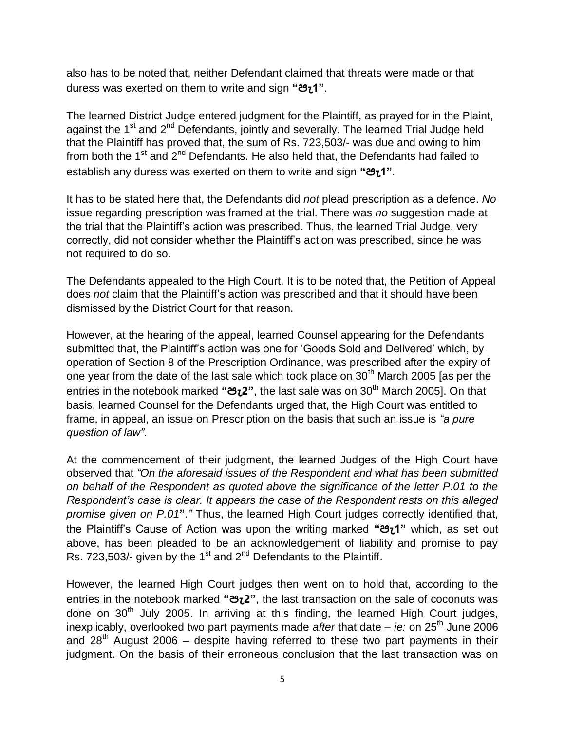also has to be noted that, neither Defendant claimed that threats were made or that duress was exerted on them to write and sign **"පැ1"**.

The learned District Judge entered judgment for the Plaintiff, as prayed for in the Plaint, against the 1st and 2nd Defendants, jointly and severally. The learned Trial Judge held that the Plaintiff has proved that, the sum of Rs. 723,503/- was due and owing to him from both the 1st and 2nd Defendants. He also held that, the Defendants had failed to establish any duress was exerted on them to write and sign **"පැ1"**.

It has to be stated here that, the Defendants did *not* plead prescription as a defence. *No* issue regarding prescription was framed at the trial. There was *no* suggestion made at the trial that the Plaintiff's action was prescribed. Thus, the learned Trial Judge, very correctly, did not consider whether the Plaintiff's action was prescribed, since he was not required to do so.

The Defendants appealed to the High Court. It is to be noted that, the Petition of Appeal does *not* claim that the Plaintiff's action was prescribed and that it should have been dismissed by the District Court for that reason.

However, at the hearing of the appeal, learned Counsel appearing for the Defendants submitted that, the Plaintiff's action was one for 'Goods Sold and Delivered' which, by operation of Section 8 of the Prescription Ordinance, was prescribed after the expiry of one year from the date of the last sale which took place on 30th March 2005 [as per the entries in the notebook marked **"පැ2"**, the last sale was on 30th March 2005]. On that basis, learned Counsel for the Defendants urged that, the High Court was entitled to frame, in appeal, an issue on Prescription on the basis that such an issue is *"a pure question of law"*.

At the commencement of their judgment, the learned Judges of the High Court have observed that *"On the aforesaid issues of the Respondent and what has been submitted on behalf of the Respondent as quoted above the significance of the letter P.01 to the Respondent's case is clear. It appears the case of the Respondent rests on this alleged promise given on P.01".* Thus, the learned High Court judges correctly identified that, the Plaintiff's Cause of Action was upon the writing marked **"පැ1"** which, as set out above, has been pleaded to be an acknowledgement of liability and promise to pay Rs. 723,503/- given by the 1st and 2nd Defendants to the Plaintiff.

However, the learned High Court judges then went on to hold that, according to the entries in the notebook marked **"පැ2"**, the last transaction on the sale of coconuts was done on 30th July 2005. In arriving at this finding, the learned High Court judges, inexplicably, overlooked two part payments made *after* that date – *ie:* on 25th June 2006 and 28th August 2006 – despite having referred to these two part payments in their judgment. On the basis of their erroneous conclusion that the last transaction was on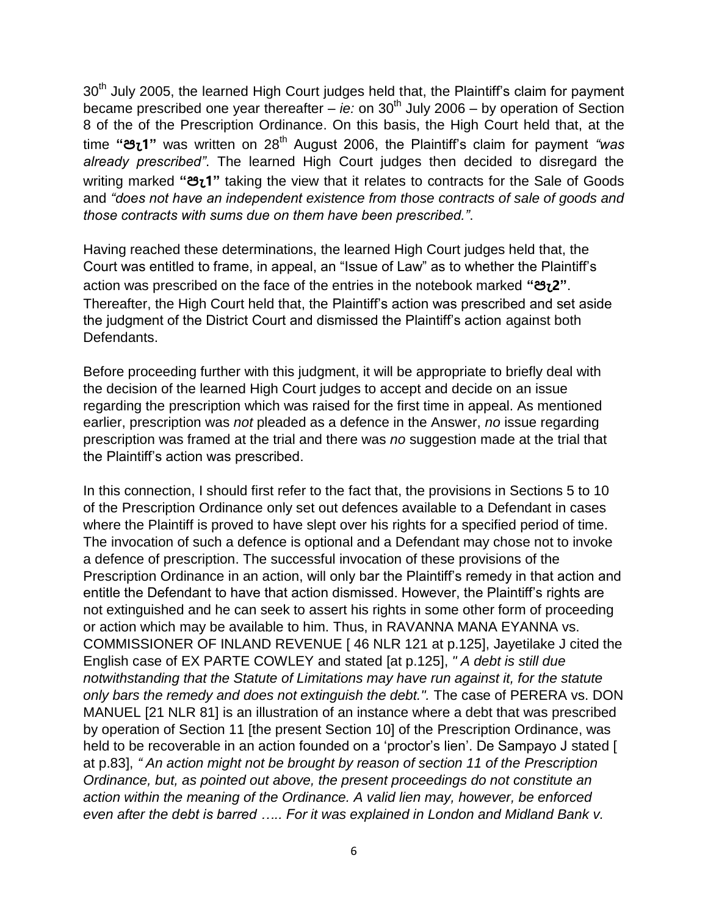30th July 2005, the learned High Court judges held that, the Plaintiff's claim for payment became prescribed one year thereafter – *ie:* on 30th July 2006 – by operation of Section 8 of the of the Prescription Ordinance. On this basis, the High Court held that, at the time **"පැ1"** was written on 28th August 2006, the Plaintiff's claim for payment *"was already prescribed"*. The learned High Court judges then decided to disregard the writing marked **"පැ1"** taking the view that it relates to contracts for the Sale of Goods and *"does not have an independent existence from those contracts of sale of goods and those contracts with sums due on them have been prescribed."*.

Having reached these determinations, the learned High Court judges held that, the Court was entitled to frame, in appeal, an "Issue of Law" as to whether the Plaintiff's action was prescribed on the face of the entries in the notebook marked **"පැ2"**. Thereafter, the High Court held that, the Plaintiff's action was prescribed and set aside the judgment of the District Court and dismissed the Plaintiff's action against both Defendants.

Before proceeding further with this judgment, it will be appropriate to briefly deal with the decision of the learned High Court judges to accept and decide on an issue regarding the prescription which was raised for the first time in appeal. As mentioned earlier, prescription was *not* pleaded as a defence in the Answer, *no* issue regarding prescription was framed at the trial and there was *no* suggestion made at the trial that the Plaintiff's action was prescribed.

In this connection, I should first refer to the fact that, the provisions in Sections 5 to 10 of the Prescription Ordinance only set out defences available to a Defendant in cases where the Plaintiff is proved to have slept over his rights for a specified period of time. The invocation of such a defence is optional and a Defendant may chose not to invoke a defence of prescription. The successful invocation of these provisions of the Prescription Ordinance in an action, will only bar the Plaintiff's remedy in that action and entitle the Defendant to have that action dismissed. However, the Plaintiff's rights are not extinguished and he can seek to assert his rights in some other form of proceeding or action which may be available to him. Thus, in RAVANNA MANA EYANNA vs. COMMISSIONER OF INLAND REVENUE [ 46 NLR 121 at p.125], Jayetilake J cited the English case of EX PARTE COWLEY and stated [at p.125], *" A debt is still due notwithstanding that the Statute of Limitations may have run against it, for the statute only bars the remedy and does not extinguish the debt.".* The case of PERERA vs. DON MANUEL [21 NLR 81] is an illustration of an instance where a debt that was prescribed by operation of Section 11 [the present Section 10] of the Prescription Ordinance, was held to be recoverable in an action founded on a 'proctor's lien'. De Sampayo J stated [ at p.83], *" An action might not be brought by reason of section 11 of the Prescription Ordinance, but, as pointed out above, the present proceedings do not constitute an action within the meaning of the Ordinance. A valid lien may, however, be enforced even after the debt is barred ….. For it was explained in London and Midland Bank v.*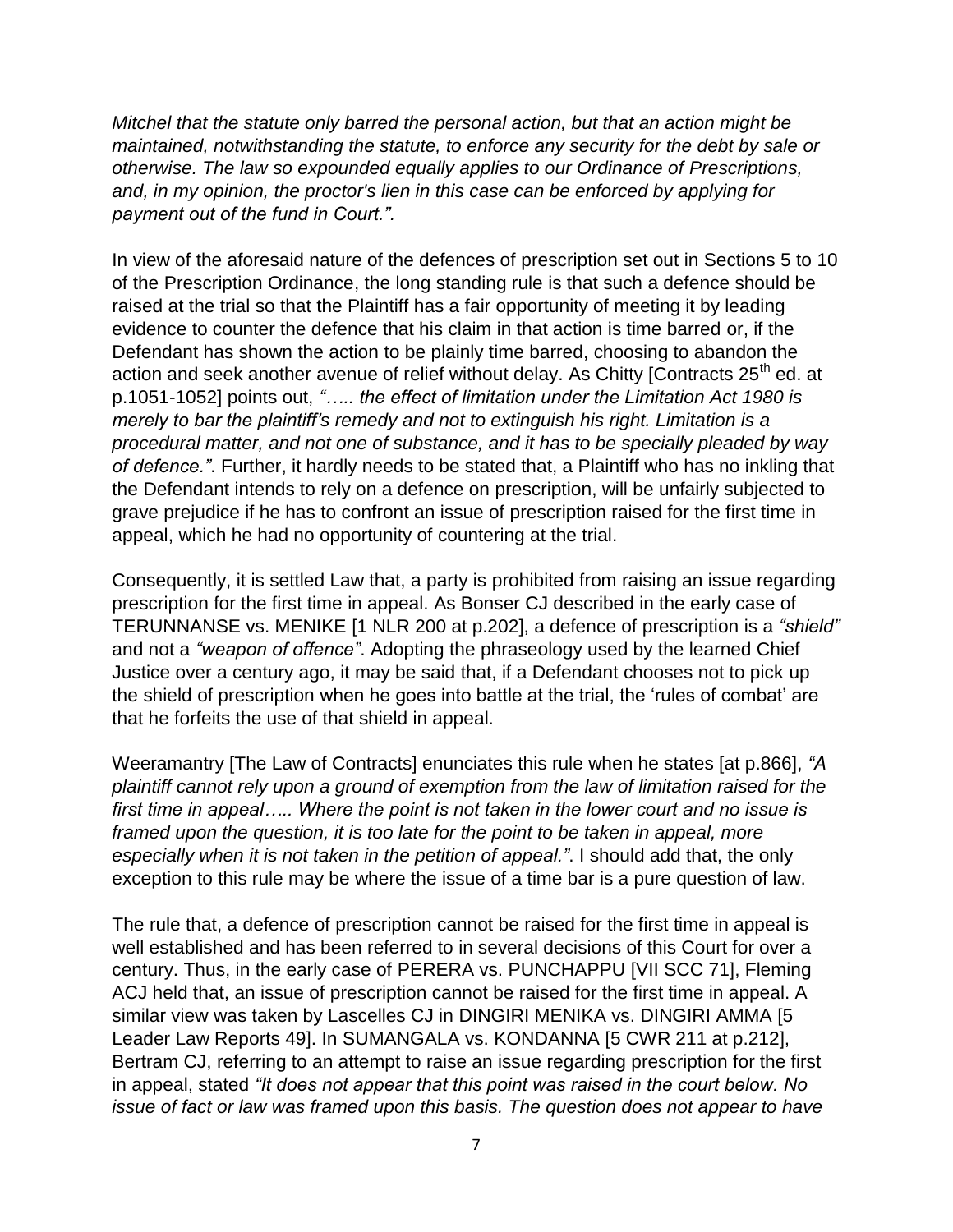*Mitchel that the statute only barred the personal action, but that an action might be maintained, notwithstanding the statute, to enforce any security for the debt by sale or otherwise. The law so expounded equally applies to our Ordinance of Prescriptions, and, in my opinion, the proctor's lien in this case can be enforced by applying for payment out of the fund in Court.".*

In view of the aforesaid nature of the defences of prescription set out in Sections 5 to 10 of the Prescription Ordinance, the long standing rule is that such a defence should be raised at the trial so that the Plaintiff has a fair opportunity of meeting it by leading evidence to counter the defence that his claim in that action is time barred or, if the Defendant has shown the action to be plainly time barred, choosing to abandon the action and seek another avenue of relief without delay. As Chitty [Contracts 25th ed. at p.1051-1052] points out, *"….. the effect of limitation under the Limitation Act 1980 is merely to bar the plaintiff's remedy and not to extinguish his right. Limitation is a procedural matter, and not one of substance, and it has to be specially pleaded by way of defence."*. Further, it hardly needs to be stated that, a Plaintiff who has no inkling that the Defendant intends to rely on a defence on prescription, will be unfairly subjected to grave prejudice if he has to confront an issue of prescription raised for the first time in appeal, which he had no opportunity of countering at the trial.

Consequently, it is settled Law that, a party is prohibited from raising an issue regarding prescription for the first time in appeal. As Bonser CJ described in the early case of TERUNNANSE vs. MENIKE [1 NLR 200 at p.202], a defence of prescription is a *"shield"* and not a *"weapon of offence"*. Adopting the phraseology used by the learned Chief Justice over a century ago, it may be said that, if a Defendant chooses not to pick up the shield of prescription when he goes into battle at the trial, the 'rules of combat' are that he forfeits the use of that shield in appeal.

Weeramantry [The Law of Contracts] enunciates this rule when he states [at p.866], *"A plaintiff cannot rely upon a ground of exemption from the law of limitation raised for the first time in appeal….. Where the point is not taken in the lower court and no issue is framed upon the question, it is too late for the point to be taken in appeal, more especially when it is not taken in the petition of appeal."*. I should add that, the only exception to this rule may be where the issue of a time bar is a pure question of law.

The rule that, a defence of prescription cannot be raised for the first time in appeal is well established and has been referred to in several decisions of this Court for over a century. Thus, in the early case of PERERA vs. PUNCHAPPU [VII SCC 71], Fleming ACJ held that, an issue of prescription cannot be raised for the first time in appeal. A similar view was taken by Lascelles CJ in DINGIRI MENIKA vs. DINGIRI AMMA [5 Leader Law Reports 49]. In SUMANGALA vs. KONDANNA [5 CWR 211 at p.212], Bertram CJ, referring to an attempt to raise an issue regarding prescription for the first in appeal, stated *"It does not appear that this point was raised in the court below. No issue of fact or law was framed upon this basis. The question does not appear to have*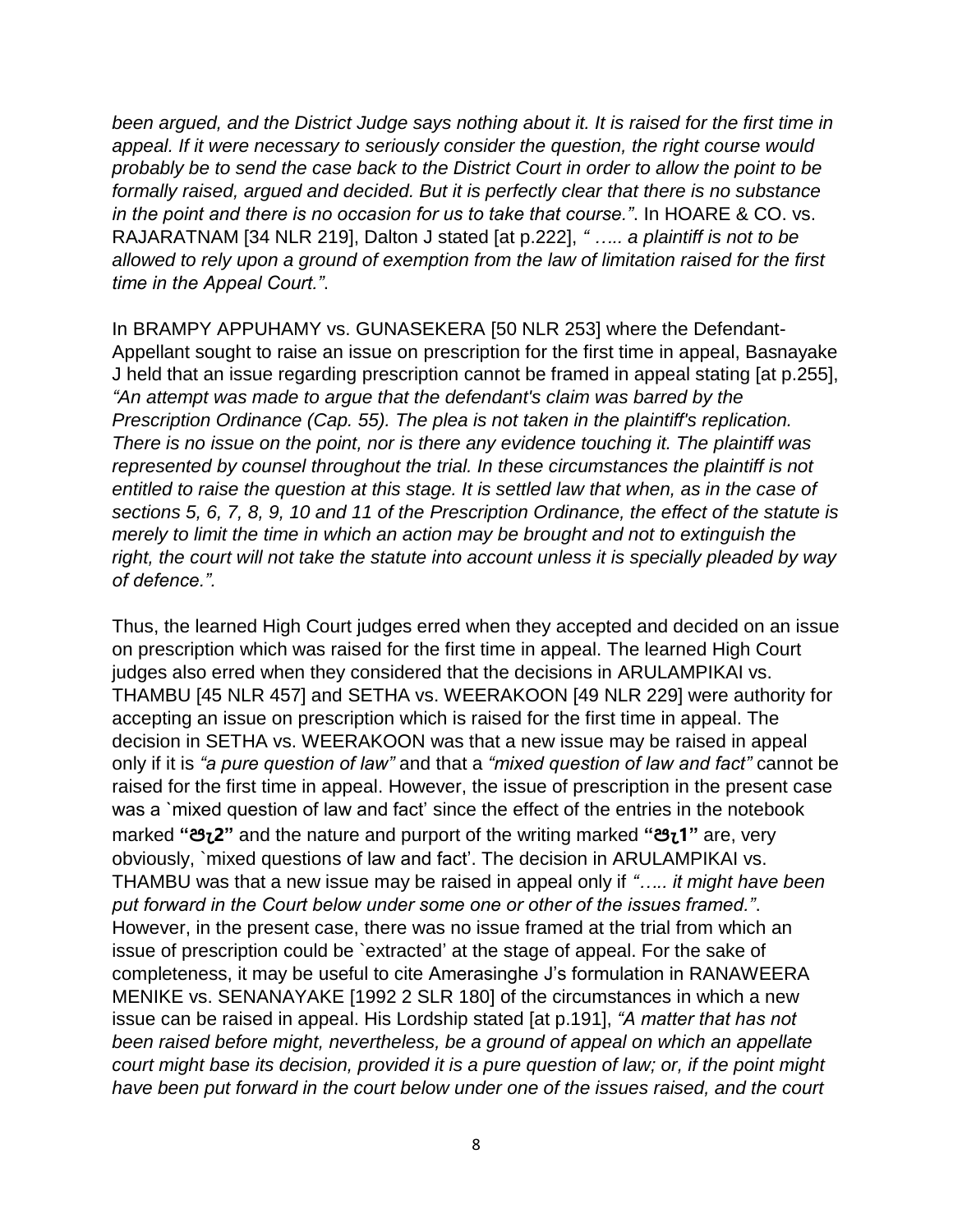*been argued, and the District Judge says nothing about it. It is raised for the first time in appeal. If it were necessary to seriously consider the question, the right course would probably be to send the case back to the District Court in order to allow the point to be formally raised, argued and decided. But it is perfectly clear that there is no substance in the point and there is no occasion for us to take that course."*. In HOARE & CO. vs. RAJARATNAM [34 NLR 219], Dalton J stated [at p.222], *" ….. a plaintiff is not to be allowed to rely upon a ground of exemption from the law of limitation raised for the first time in the Appeal Court."*.

In BRAMPY APPUHAMY vs. GUNASEKERA [50 NLR 253] where the Defendant-Appellant sought to raise an issue on prescription for the first time in appeal, Basnayake J held that an issue regarding prescription cannot be framed in appeal stating [at p.255], *"An attempt was made to argue that the defendant's claim was barred by the Prescription Ordinance (Cap. 55). The plea is not taken in the plaintiff's replication. There is no issue on the point, nor is there any evidence touching it. The plaintiff was represented by counsel throughout the trial. In these circumstances the plaintiff is not entitled to raise the question at this stage. It is settled law that when, as in the case of sections 5, 6, 7, 8, 9, 10 and 11 of the Prescription Ordinance, the effect of the statute is merely to limit the time in which an action may be brought and not to extinguish the right, the court will not take the statute into account unless it is specially pleaded by way of defence."*.

Thus, the learned High Court judges erred when they accepted and decided on an issue on prescription which was raised for the first time in appeal. The learned High Court judges also erred when they considered that the decisions in ARULAMPIKAI vs. THAMBU [45 NLR 457] and SETHA vs. WEERAKOON [49 NLR 229] were authority for accepting an issue on prescription which is raised for the first time in appeal. The decision in SETHA vs. WEERAKOON was that a new issue may be raised in appeal only if it is *"a pure question of law"* and that a *"mixed question of law and fact"* cannot be raised for the first time in appeal. However, the issue of prescription in the present case was a `mixed question of law and fact' since the effect of the entries in the notebook marked **"වි2"** and the nature and purport of the writing marked **"වි1"** are, very obviously, `mixed questions of law and fact'. The decision in ARULAMPIKAI vs. THAMBU was that a new issue may be raised in appeal only if *"….. it might have been put forward in the Court below under some one or other of the issues framed."*. However, in the present case, there was no issue framed at the trial from which an issue of prescription could be `extracted' at the stage of appeal. For the sake of completeness, it may be useful to cite Amerasinghe J's formulation in RANAWEERA MENIKE vs. SENANAYAKE [1992 2 SLR 180] of the circumstances in which a new issue can be raised in appeal. His Lordship stated [at p.191], *"A matter that has not been raised before might, nevertheless, be a ground of appeal on which an appellate court might base its decision, provided it is a pure question of law; or, if the point might have been put forward in the court below under one of the issues raised, and the court*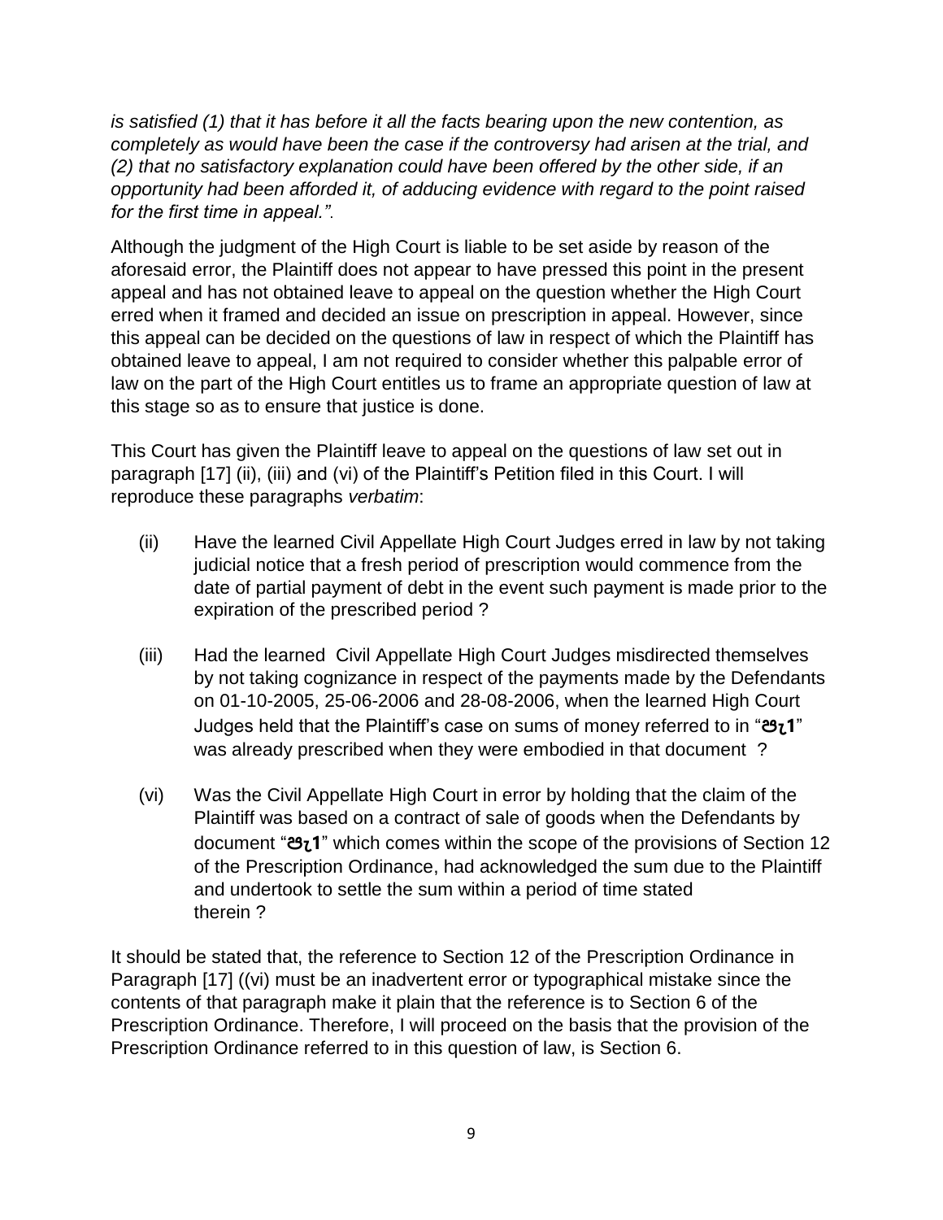*is satisfied (1) that it has before it all the facts bearing upon the new contention, as completely as would have been the case if the controversy had arisen at the trial, and (2) that no satisfactory explanation could have been offered by the other side, if an opportunity had been afforded it, of adducing evidence with regard to the point raised for the first time in appeal."*.

Although the judgment of the High Court is liable to be set aside by reason of the aforesaid error, the Plaintiff does not appear to have pressed this point in the present appeal and has not obtained leave to appeal on the question whether the High Court erred when it framed and decided an issue on prescription in appeal. However, since this appeal can be decided on the questions of law in respect of which the Plaintiff has obtained leave to appeal, I am not required to consider whether this palpable error of law on the part of the High Court entitles us to frame an appropriate question of law at this stage so as to ensure that justice is done.

This Court has given the Plaintiff leave to appeal on the questions of law set out in paragraph [17] (ii), (iii) and (vi) of the Plaintiff's Petition filed in this Court. I will reproduce these paragraphs *verbatim*:

(ii) Have the learned Civil Appellate High Court Judges erred in law by not taking judicial notice that a fresh period of prescription would commence from the date of partial payment of debt in the event such payment is made prior to the expiration of the prescribed period ?

(iii) Had the learned Civil Appellate High Court Judges misdirected themselves by not taking cognizance in respect of the payments made by the Defendants on 01-10-2005, 25-06-2006 and 28-08-2006, when the learned High Court Judges held that the Plaintiff's case on sums of money referred to in "**පැ1**" was already prescribed when they were embodied in that document ?

(vi) Was the Civil Appellate High Court in error by holding that the claim of the Plaintiff was based on a contract of sale of goods when the Defendants by document "**පැ1**" which comes within the scope of the provisions of Section 12 of the Prescription Ordinance, had acknowledged the sum due to the Plaintiff and undertook to settle the sum within a period of time stated therein ?

It should be stated that, the reference to Section 12 of the Prescription Ordinance in Paragraph [17] ((vi) must be an inadvertent error or typographical mistake since the contents of that paragraph make it plain that the reference is to Section 6 of the Prescription Ordinance. Therefore, I will proceed on the basis that the provision of the Prescription Ordinance referred to in this question of law, is Section 6.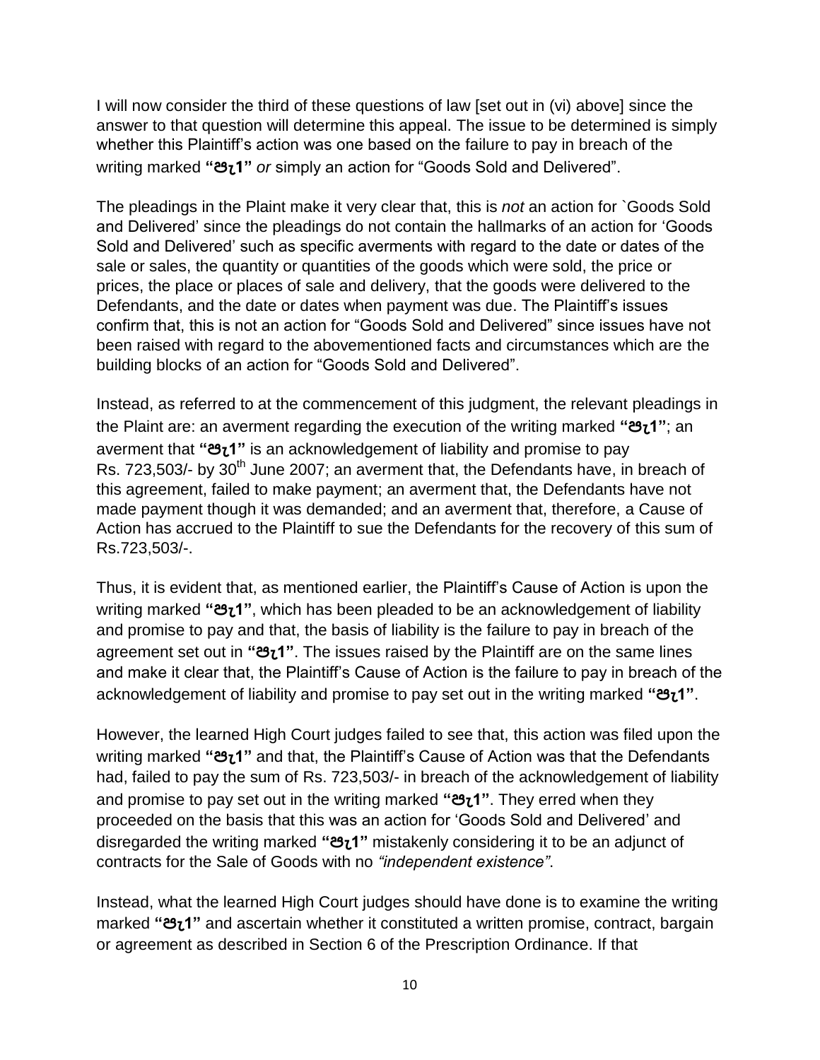I will now consider the third of these questions of law [set out in (vi) above] since the answer to that question will determine this appeal. The issue to be determined is simply whether this Plaintiff's action was one based on the failure to pay in breach of the writing marked **"පැ1"** *or* simply an action for "Goods Sold and Delivered".

The pleadings in the Plaint make it very clear that, this is *not* an action for `Goods Sold and Delivered' since the pleadings do not contain the hallmarks of an action for 'Goods Sold and Delivered' such as specific averments with regard to the date or dates of the sale or sales, the quantity or quantities of the goods which were sold, the price or prices, the place or places of sale and delivery, that the goods were delivered to the Defendants, and the date or dates when payment was due. The Plaintiff's issues confirm that, this is not an action for "Goods Sold and Delivered" since issues have not been raised with regard to the abovementioned facts and circumstances which are the building blocks of an action for "Goods Sold and Delivered".

Instead, as referred to at the commencement of this judgment, the relevant pleadings in the Plaint are: an averment regarding the execution of the writing marked **"පැ1"**; an averment that **"පැ1"** is an acknowledgement of liability and promise to pay Rs. 723,503/- by 30th June 2007; an averment that, the Defendants have, in breach of this agreement, failed to make payment; an averment that, the Defendants have not made payment though it was demanded; and an averment that, therefore, a Cause of Action has accrued to the Plaintiff to sue the Defendants for the recovery of this sum of Rs.723,503/-.

Thus, it is evident that, as mentioned earlier, the Plaintiff's Cause of Action is upon the writing marked **"පැ1"**, which has been pleaded to be an acknowledgement of liability and promise to pay and that, the basis of liability is the failure to pay in breach of the agreement set out in **"පැ1"**. The issues raised by the Plaintiff are on the same lines and make it clear that, the Plaintiff's Cause of Action is the failure to pay in breach of the acknowledgement of liability and promise to pay set out in the writing marked **"පැ1"**.

However, the learned High Court judges failed to see that, this action was filed upon the writing marked **"පැ1"** and that, the Plaintiff's Cause of Action was that the Defendants had, failed to pay the sum of Rs. 723,503/- in breach of the acknowledgement of liability and promise to pay set out in the writing marked **"පැ1"**. They erred when they proceeded on the basis that this was an action for 'Goods Sold and Delivered' and disregarded the writing marked **"පැ1"** mistakenly considering it to be an adjunct of contracts for the Sale of Goods with no *"independent existence"*.

Instead, what the learned High Court judges should have done is to examine the writing marked **"පැ1"** and ascertain whether it constituted a written promise, contract, bargain or agreement as described in Section 6 of the Prescription Ordinance. If that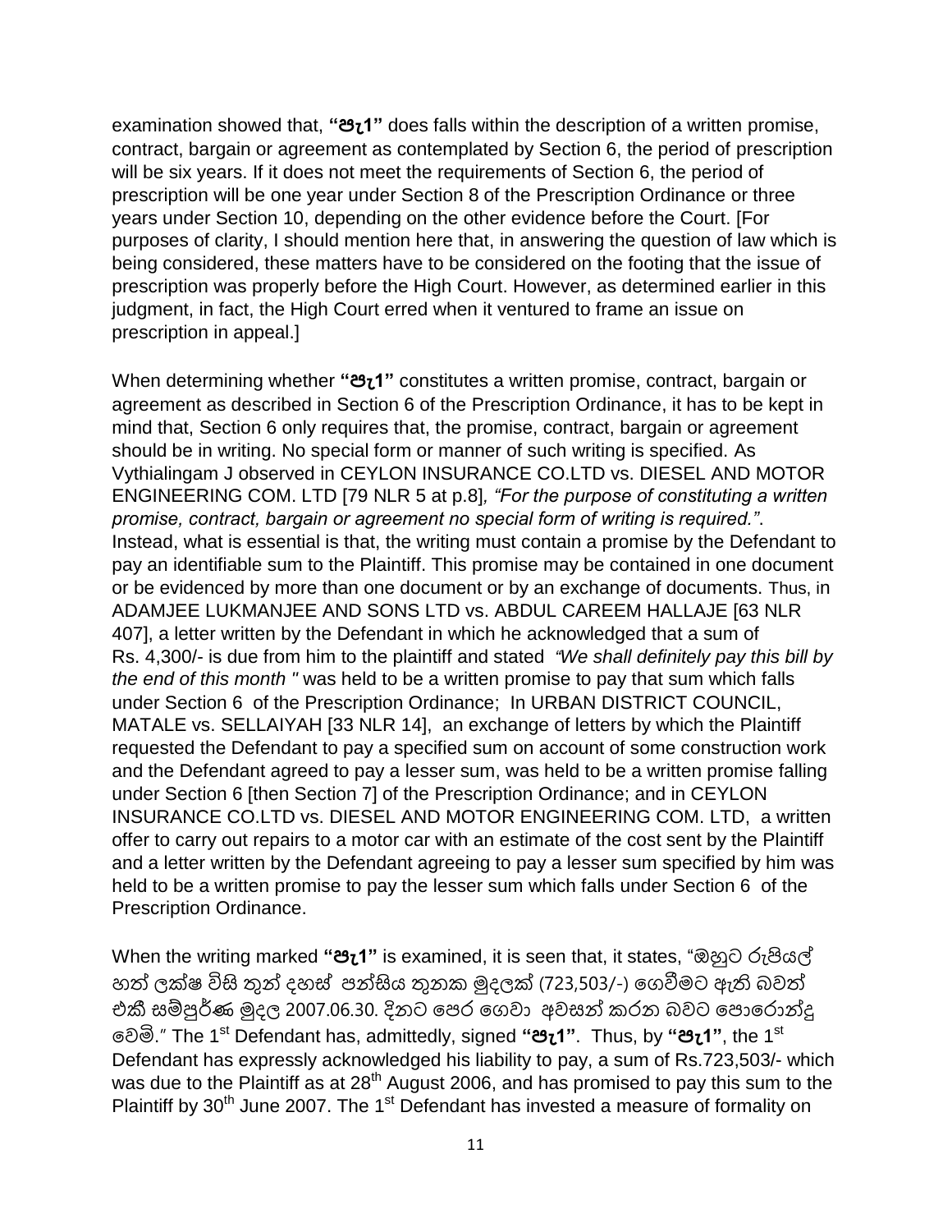examination showed that, **"පැ1"** does falls within the description of a written promise, contract, bargain or agreement as contemplated by Section 6, the period of prescription will be six years. If it does not meet the requirements of Section 6, the period of prescription will be one year under Section 8 of the Prescription Ordinance or three years under Section 10, depending on the other evidence before the Court. [For purposes of clarity, I should mention here that, in answering the question of law which is being considered, these matters have to be considered on the footing that the issue of prescription was properly before the High Court. However, as determined earlier in this judgment, in fact, the High Court erred when it ventured to frame an issue on prescription in appeal.]

When determining whether **"පැ1"** constitutes a written promise, contract, bargain or agreement as described in Section 6 of the Prescription Ordinance, it has to be kept in mind that, Section 6 only requires that, the promise, contract, bargain or agreement should be in writing. No special form or manner of such writing is specified. As Vythialingam J observed in CEYLON INSURANCE CO.LTD vs. DIESEL AND MOTOR ENGINEERING COM. LTD [79 NLR 5 at p.8]*, "For the purpose of constituting a written promise, contract, bargain or agreement no special form of writing is required."*. Instead, what is essential is that, the writing must contain a promise by the Defendant to pay an identifiable sum to the Plaintiff. This promise may be contained in one document or be evidenced by more than one document or by an exchange of documents. Thus, in ADAMJEE LUKMANJEE AND SONS LTD vs. ABDUL CAREEM HALLAJE [63 NLR 407], a letter written by the Defendant in which he acknowledged that a sum of Rs. 4,300/- is due from him to the plaintiff and stated *"We shall definitely pay this bill by the end of this month "* was held to be a written promise to pay that sum which falls under Section 6 of the Prescription Ordinance; In URBAN DISTRICT COUNCIL, MATALE vs. SELLAIYAH [33 NLR 14], an exchange of letters by which the Plaintiff requested the Defendant to pay a specified sum on account of some construction work and the Defendant agreed to pay a lesser sum, was held to be a written promise falling under Section 6 [then Section 7] of the Prescription Ordinance; and in CEYLON INSURANCE CO.LTD vs. DIESEL AND MOTOR ENGINEERING COM. LTD, a written offer to carry out repairs to a motor car with an estimate of the cost sent by the Plaintiff and a letter written by the Defendant agreeing to pay a lesser sum specified by him was held to be a written promise to pay the lesser sum which falls under Section 6 of the Prescription Ordinance.

When the writing marked **"පැ1"** is examined, it is seen that, it states, "ඔහුට රුපියල් හත් ලක්ෂ විසි තුන් දහස් පන්සිය තුනක මුදලක් (723,503/-) ගෙවීමට ඇති බවත් එකී සම්පූර්ණ මුදල 2007.06.30. දිනට පෙර ගෙවා අවසන් කරන බවට පොරොන්දු වෙමි." The 1st Defendant has, admittedly, signed **"පැ1"**. Thus, by **"පැ1"**, the 1st Defendant has expressly acknowledged his liability to pay, a sum of Rs.723,503/- which was due to the Plaintiff as at 28th August 2006, and has promised to pay this sum to the Plaintiff by 30th June 2007. The 1st Defendant has invested a measure of formality on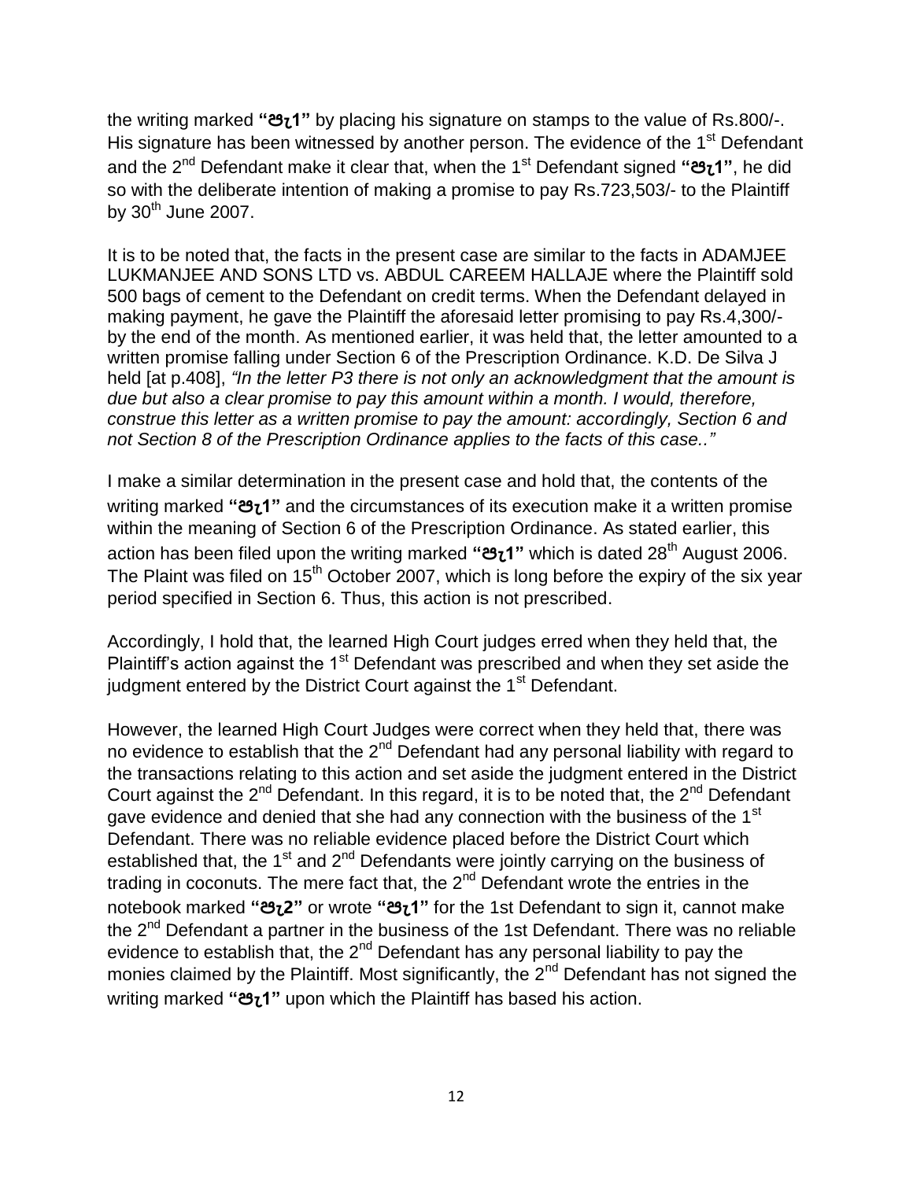the writing marked **"පැ1"** by placing his signature on stamps to the value of Rs.800/-. His signature has been witnessed by another person. The evidence of the 1st Defendant and the 2nd Defendant make it clear that, when the 1st Defendant signed **"පැ1"**, he did so with the deliberate intention of making a promise to pay Rs.723,503/- to the Plaintiff by 30th June 2007.

It is to be noted that, the facts in the present case are similar to the facts in ADAMJEE LUKMANJEE AND SONS LTD vs. ABDUL CAREEM HALLAJE where the Plaintiff sold 500 bags of cement to the Defendant on credit terms. When the Defendant delayed in making payment, he gave the Plaintiff the aforesaid letter promising to pay Rs.4,300/- by the end of the month. As mentioned earlier, it was held that, the letter amounted to a written promise falling under Section 6 of the Prescription Ordinance. K.D. De Silva J held [at p.408], *"In the letter P3 there is not only an acknowledgment that the amount is due but also a clear promise to pay this amount within a month. I would, therefore, construe this letter as a written promise to pay the amount: accordingly, Section 6 and not Section 8 of the Prescription Ordinance applies to the facts of this case.."*

I make a similar determination in the present case and hold that, the contents of the writing marked **"පැ1"** and the circumstances of its execution make it a written promise within the meaning of Section 6 of the Prescription Ordinance. As stated earlier, this action has been filed upon the writing marked **"පැ1"** which is dated 28th August 2006. The Plaint was filed on 15th October 2007, which is long before the expiry of the six year period specified in Section 6. Thus, this action is not prescribed.

Accordingly, I hold that, the learned High Court judges erred when they held that, the Plaintiff's action against the 1st Defendant was prescribed and when they set aside the judgment entered by the District Court against the 1st Defendant.

However, the learned High Court Judges were correct when they held that, there was no evidence to establish that the 2nd Defendant had any personal liability with regard to the transactions relating to this action and set aside the judgment entered in the District Court against the 2nd Defendant. In this regard, it is to be noted that, the 2nd Defendant gave evidence and denied that she had any connection with the business of the 1st Defendant. There was no reliable evidence placed before the District Court which established that, the 1st and 2nd Defendants were jointly carrying on the business of trading in coconuts. The mere fact that, the 2nd Defendant wrote the entries in the notebook marked **"පැ2"** or wrote **"පැ1"** for the 1st Defendant to sign it, cannot make the 2nd Defendant a partner in the business of the 1st Defendant. There was no reliable evidence to establish that, the 2nd Defendant has any personal liability to pay the monies claimed by the Plaintiff. Most significantly, the 2nd Defendant has not signed the writing marked **"පැ1"** upon which the Plaintiff has based his action.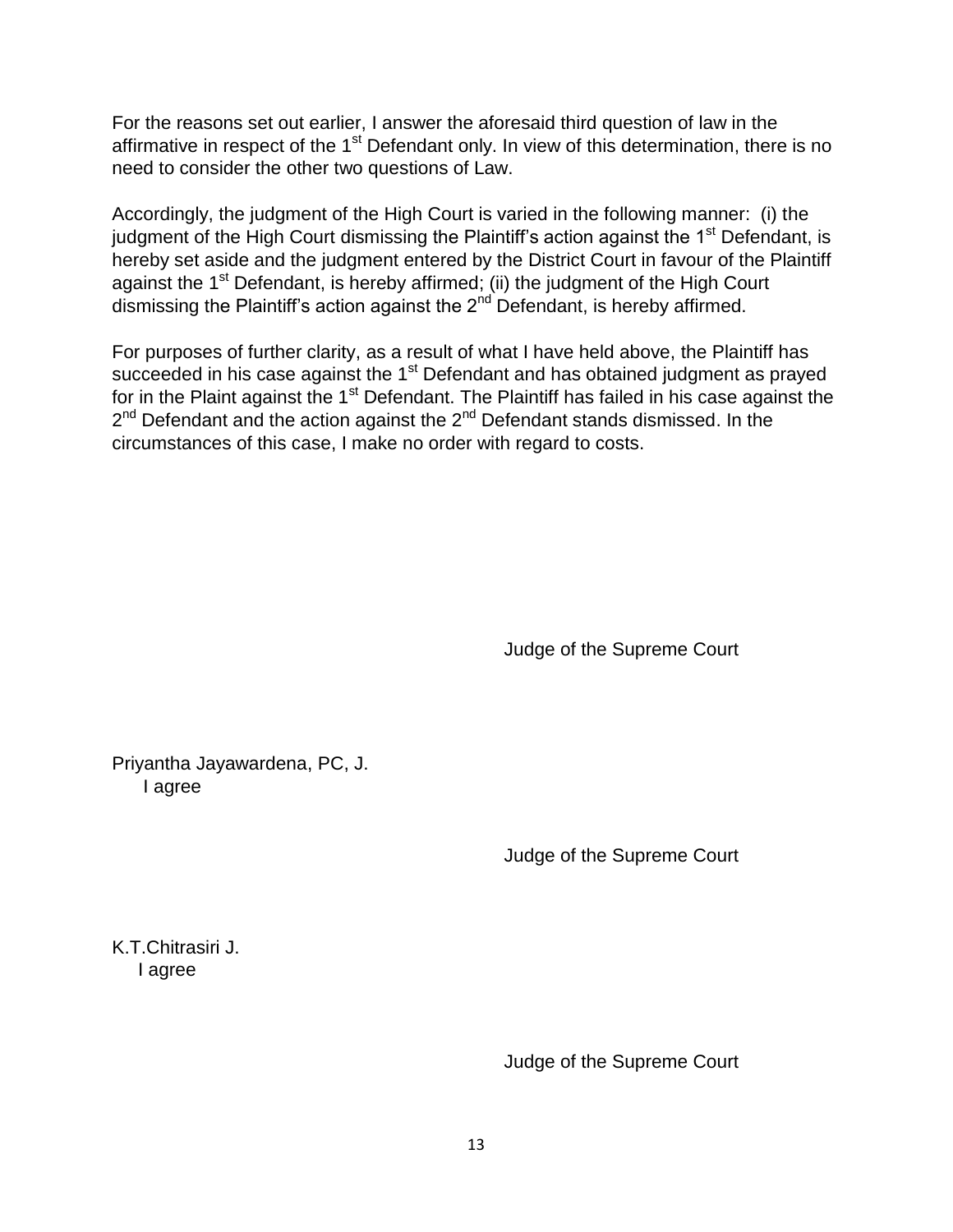For the reasons set out earlier, I answer the aforesaid third question of law in the affirmative in respect of the 1st Defendant only. In view of this determination, there is no need to consider the other two questions of Law.

Accordingly, the judgment of the High Court is varied in the following manner: (i) the judgment of the High Court dismissing the Plaintiff's action against the 1st Defendant, is hereby set aside and the judgment entered by the District Court in favour of the Plaintiff against the 1st Defendant, is hereby affirmed; (ii) the judgment of the High Court dismissing the Plaintiff's action against the 2nd Defendant, is hereby affirmed.

For purposes of further clarity, as a result of what I have held above, the Plaintiff has succeeded in his case against the 1st Defendant and has obtained judgment as prayed for in the Plaint against the 1st Defendant. The Plaintiff has failed in his case against the 2nd Defendant and the action against the 2nd Defendant stands dismissed. In the circumstances of this case, I make no order with regard to costs.

Judge of the Supreme Court

Priyantha Jayawardena, PC, J.
I agree

Judge of the Supreme Court

K.T.Chitrasiri J.
I agree

Judge of the Supreme Court